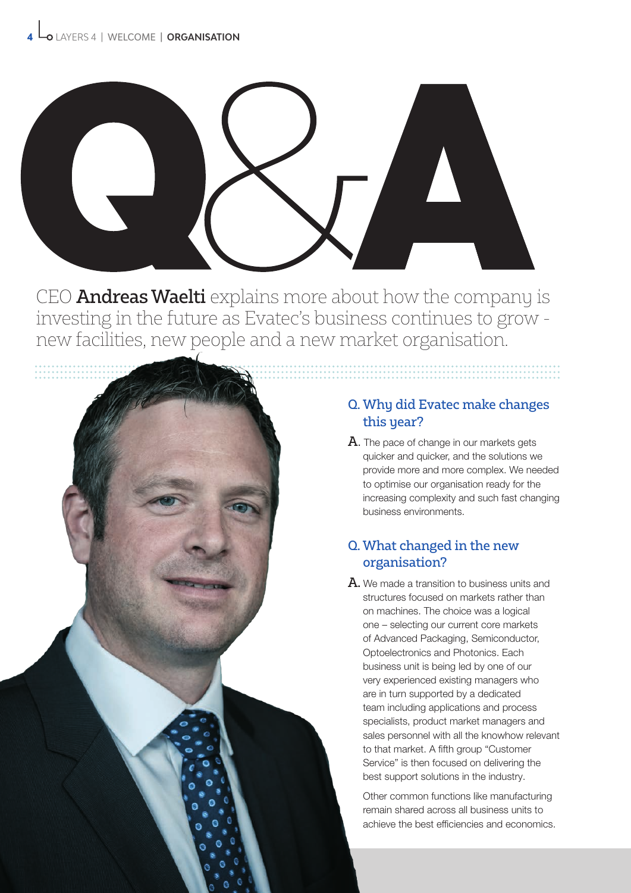# Q&A

CEO **Andreas Waelti** explains more about how the company is investing in the future as Evatec's business continues to grow - new facilities, new people and a new market organisation.

### Q. Why did Evatec make changes this year?

**A.** The pace of change in our markets gets quicker and quicker, and the solutions we provide more and more complex. We needed to optimise our organisation ready for the increasing complexity and such fast changing business environments.

### Q. What changed in the new organisation?

**A.** We made a transition to business units and structures focused on markets rather than on machines. The choice was a logical one – selecting our current core markets of Advanced Packaging, Semiconductor, Optoelectronics and Photonics. Each business unit is being led by one of our very experienced existing managers who are in turn supported by a dedicated team including applications and process specialists, product market managers and sales personnel with all the knowhow relevant to that market. A fifth group "Customer Service" is then focused on delivering the best support solutions in the industry.

Other common functions like manufacturing remain shared across all business units to achieve the best efficiencies and economics.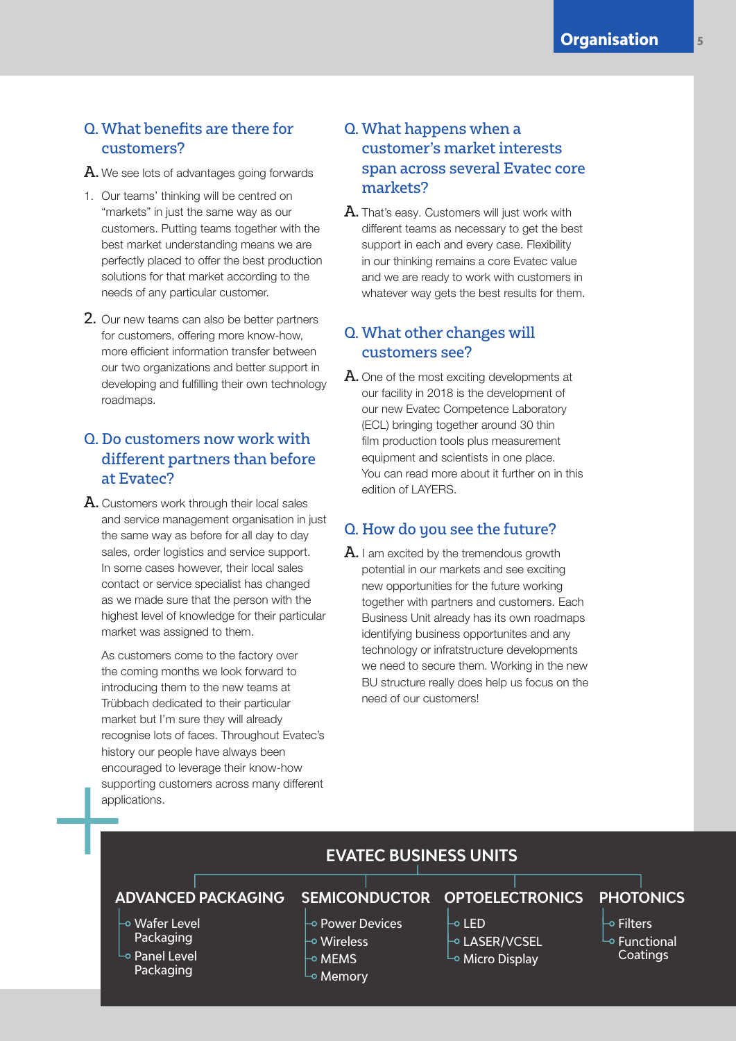### Q. What benefits are there for customers?

**A.** We see lots of advantages going forwards

1. Our teams' thinking will be centred on "markets" in just the same way as our customers. Putting teams together with the best market understanding means we are perfectly placed to offer the best production solutions for that market according to the needs of any particular customer.
2. Our new teams can also be better partners for customers, offering more know-how, more efficient information transfer between our two organizations and better support in developing and fulfilling their own technology roadmaps.

### Q. Do customers now work with different partners than before at Evatec?

**A.** Customers work through their local sales and service management organisation in just the same way as before for all day to day sales, order logistics and service support. In some cases however, their local sales contact or service specialist has changed as we made sure that the person with the highest level of knowledge for their particular market was assigned to them.

As customers come to the factory over the coming months we look forward to introducing them to the new teams at Trübbach dedicated to their particular market but I'm sure they will already recognise lots of faces. Throughout Evatec's history our people have always been encouraged to leverage their know-how supporting customers across many different applications.

### Q. What happens when a customer's market interests span across several Evatec core markets?

**A.** That's easy. Customers will just work with different teams as necessary to get the best support in each and every case. Flexibility in our thinking remains a core Evatec value and we are ready to work with customers in whatever way gets the best results for them.

### Q. What other changes will customers see?

**A.** One of the most exciting developments at our facility in 2018 is the development of our new Evatec Competence Laboratory (ECL) bringing together around 30 thin film production tools plus measurement equipment and scientists in one place. You can read more about it further on in this edition of LAYERS.

### Q. How do you see the future?

**A.** I am excited by the tremendous growth potential in our markets and see exciting new opportunities for the future working together with partners and customers. Each Business Unit already has its own roadmaps identifying business opportunites and any technology or infratstructure developments we need to secure them. Working in the new BU structure really does help us focus on the need of our customers!

**EVATEC BUSINESS UNITS**

**ADVANCED PACKAGING**
- Wafer Level Packaging
- Panel Level Packaging

**SEMICONDUCTOR**
- Power Devices
- Wireless
- MEMS
- Memory

**OPTOELECTRONICS**
- LED
- LASER/VCSEL
- Micro Display

**PHOTONICS**
- Filters
- Functional Coatings